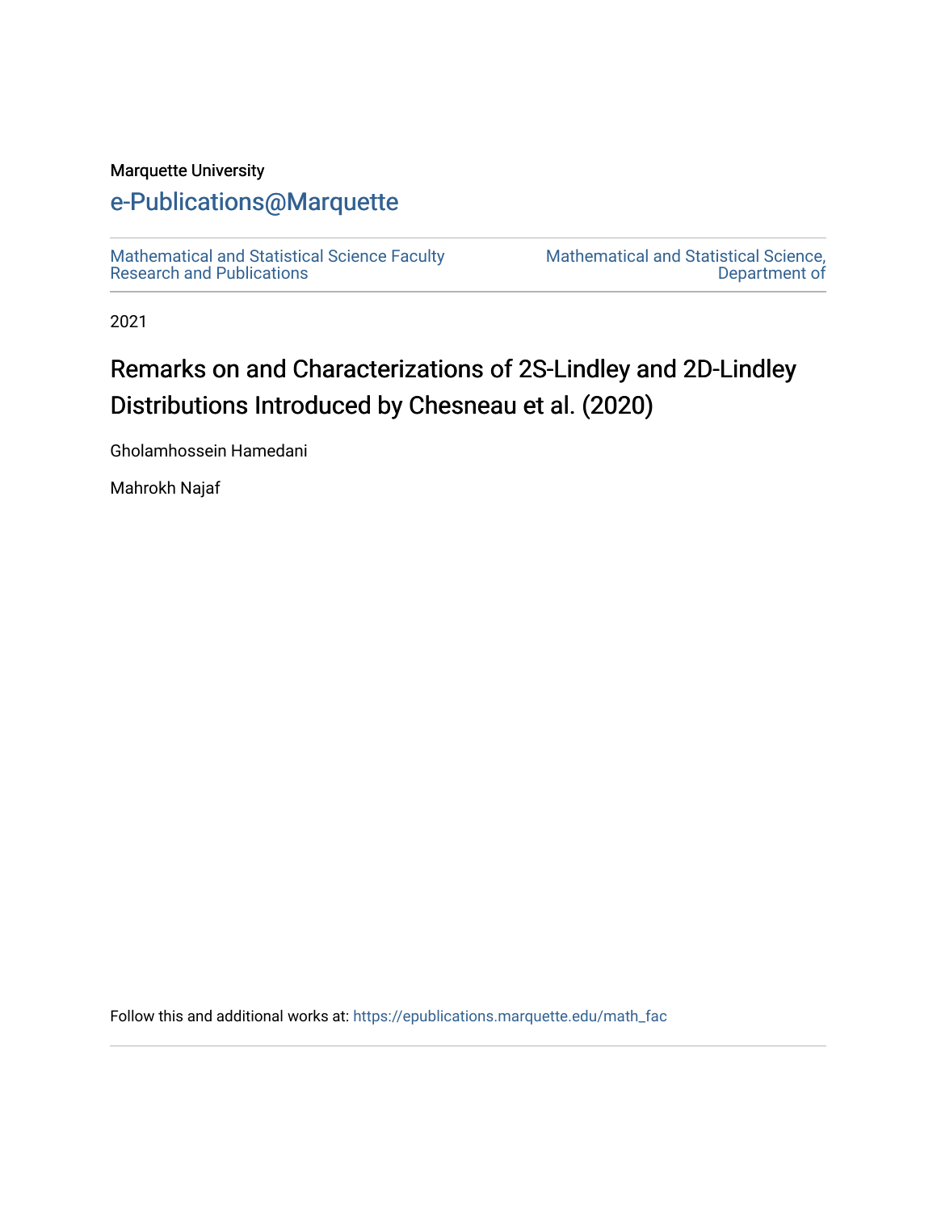Marquette University

# e-Publications@Marquette

Mathematical and Statistical Science Faculty Research and Publications

Mathematical and Statistical Science, Department of

2021

# Remarks on and Characterizations of 2S-Lindley and 2D-Lindley Distributions Introduced by Chesneau et al. (2020)

Gholamhossein Hamedani

Mahrokh Najaf

Follow this and additional works at: https://epublications.marquette.edu/math_fac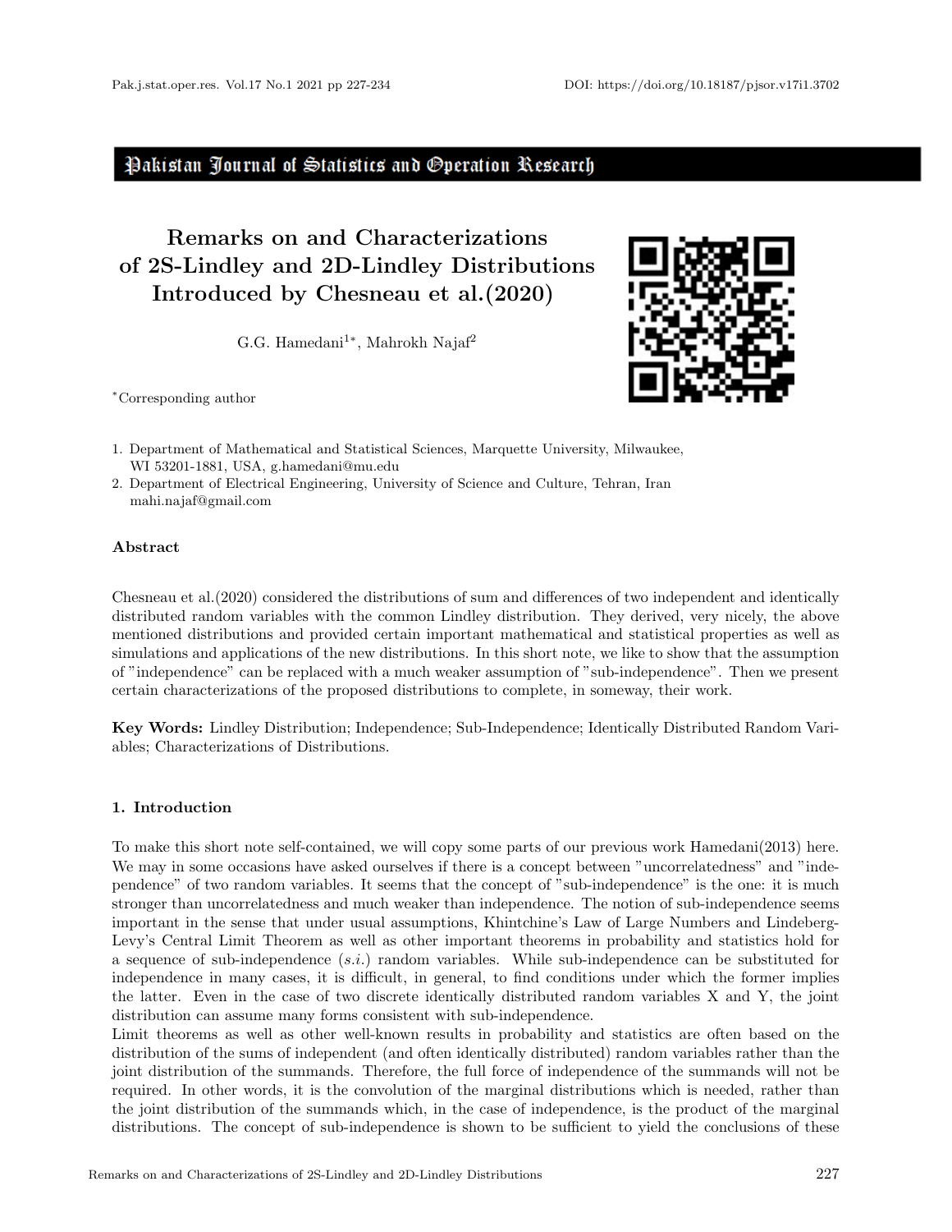# Remarks on and Characterizations of 2S-Lindley and 2D-Lindley Distributions Introduced by Chesneau et al.(2020)

G.G. Hamedani[1*], Mahrokh Najaf[2]

*Corresponding author

1. Department of Mathematical and Statistical Sciences, Marquette University, Milwaukee, WI 53201-1881, USA, g.hamedani@mu.edu
2. Department of Electrical Engineering, University of Science and Culture, Tehran, Iran mahi.najaf@gmail.com

### Abstract

Chesneau et al.(2020) considered the distributions of sum and differences of two independent and identically distributed random variables with the common Lindley distribution. They derived, very nicely, the above mentioned distributions and provided certain important mathematical and statistical properties as well as simulations and applications of the new distributions. In this short note, we like to show that the assumption of "independence" can be replaced with a much weaker assumption of "sub-independence". Then we present certain characterizations of the proposed distributions to complete, in someway, their work.

**Key Words:** Lindley Distribution; Independence; Sub-Independence; Identically Distributed Random Variables; Characterizations of Distributions.

### 1. Introduction

To make this short note self-contained, we will copy some parts of our previous work Hamedani(2013) here. We may in some occasions have asked ourselves if there is a concept between "uncorrelatedness" and "independence" of two random variables. It seems that the concept of "sub-independence" is the one: it is much stronger than uncorrelatedness and much weaker than independence. The notion of sub-independence seems important in the sense that under usual assumptions, Khintchine's Law of Large Numbers and Lindeberg-Levy's Central Limit Theorem as well as other important theorems in probability and statistics hold for a sequence of sub-independence (*s.i.*) random variables. While sub-independence can be substituted for independence in many cases, it is difficult, in general, to find conditions under which the former implies the latter. Even in the case of two discrete identically distributed random variables X and Y, the joint distribution can assume many forms consistent with sub-independence.

Limit theorems as well as other well-known results in probability and statistics are often based on the distribution of the sums of independent (and often identically distributed) random variables rather than the joint distribution of the summands. Therefore, the full force of independence of the summands will not be required. In other words, it is the convolution of the marginal distributions which is needed, rather than the joint distribution of the summands which, in the case of independence, is the product of the marginal distributions. The concept of sub-independence is shown to be sufficient to yield the conclusions of these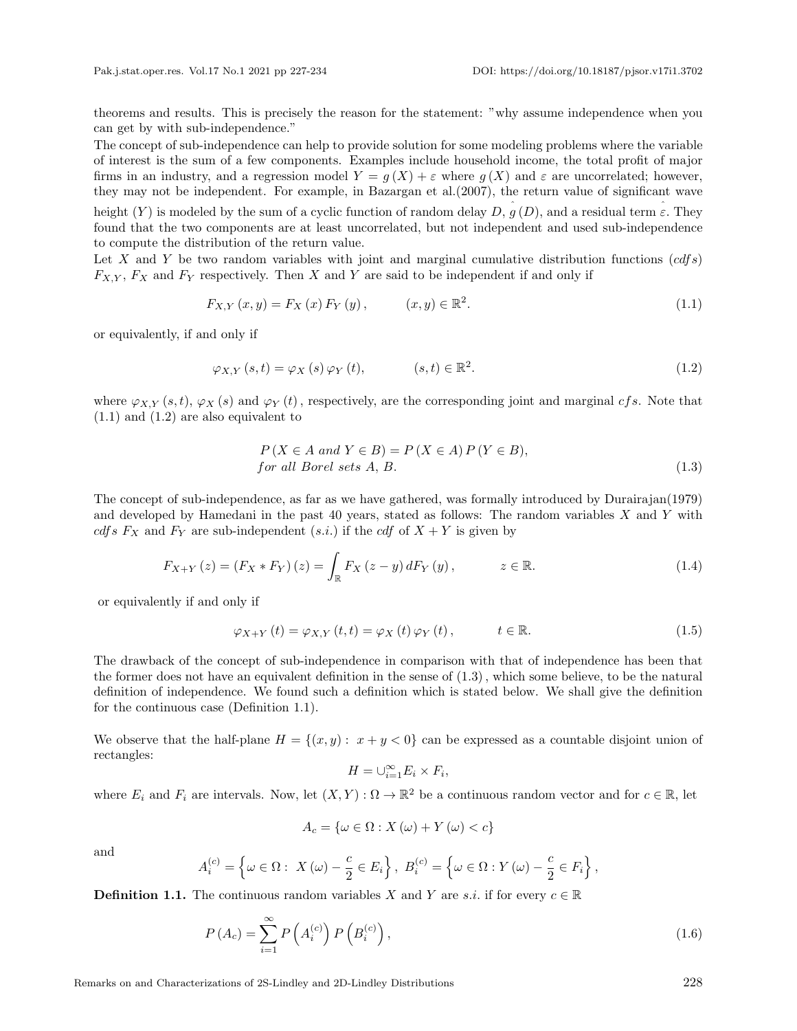theorems and results. This is precisely the reason for the statement: "why assume independence when you can get by with sub-independence."

The concept of sub-independence can help to provide solution for some modeling problems where the variable of interest is the sum of a few components. Examples include household income, the total profit of major firms in an industry, and a regression model $Y = g(X) + \varepsilon$ where $g(X)$ and $\varepsilon$ are uncorrelated; however, they may not be independent. For example, in Bazargan et al.(2007), the return value of significant wave height $(Y)$ is modeled by the sum of a cyclic function of random delay $D$, $\hat{g}(D)$, and a residual term $\hat{\varepsilon}$. They found that the two components are at least uncorrelated, but not independent and used sub-independence to compute the distribution of the return value.

Let $X$ and $Y$ be two random variables with joint and marginal cumulative distribution functions ($cdfs$) $F_{X,Y}$, $F_X$ and $F_Y$ respectively. Then $X$ and $Y$ are said to be independent if and only if

$$F_{X,Y}(x,y) = F_X(x) F_Y(y), \qquad (x,y) \in \mathbb{R}^2. \tag{1.1}$$

or equivalently, if and only if

$$\varphi_{X,Y}(s,t) = \varphi_X(s) \varphi_Y(t), \qquad (s,t) \in \mathbb{R}^2. \tag{1.2}$$

where $\varphi_{X,Y}(s,t)$, $\varphi_X(s)$ and $\varphi_Y(t)$, respectively, are the corresponding joint and marginal $cfs$. Note that (1.1) and (1.2) are also equivalent to

$$\begin{aligned} &P(X \in A \text{ and } Y \in B) = P(X \in A) P(Y \in B), \\ &\text{for all Borel sets } A, B. \end{aligned} \tag{1.3}$$

The concept of sub-independence, as far as we have gathered, was formally introduced by Durairajan(1979) and developed by Hamedani in the past 40 years, stated as follows: The random variables $X$ and $Y$ with $cdfs$ $F_X$ and $F_Y$ are sub-independent ($s.i.$) if the $cdf$ of $X+Y$ is given by

$$F_{X+Y}(z) = (F_X * F_Y)(z) = \int_{\mathbb{R}} F_X(z-y) \, dF_Y(y), \qquad z \in \mathbb{R}. \tag{1.4}$$

or equivalently if and only if

$$\varphi_{X+Y}(t) = \varphi_{X,Y}(t,t) = \varphi_X(t) \varphi_Y(t), \qquad t \in \mathbb{R}. \tag{1.5}$$

The drawback of the concept of sub-independence in comparison with that of independence has been that the former does not have an equivalent definition in the sense of (1.3), which some believe, to be the natural definition of independence. We found such a definition which is stated below. We shall give the definition for the continuous case (Definition 1.1).

We observe that the half-plane $H = \{(x,y) : \ x+y < 0\}$ can be expressed as a countable disjoint union of rectangles:

$$H = \cup_{i=1}^{\infty} E_i \times F_i,$$

where $E_i$ and $F_i$ are intervals. Now, let $(X,Y) : \Omega \to \mathbb{R}^2$ be a continuous random vector and for $c \in \mathbb{R}$, let

$$A_c = \{\omega \in \Omega : X(\omega) + Y(\omega) < c\}$$

and

$$A_i^{(c)} = \left\{\omega \in \Omega : \ X(\omega) - \frac{c}{2} \in E_i\right\}, \ B_i^{(c)} = \left\{\omega \in \Omega : Y(\omega) - \frac{c}{2} \in F_i\right\},$$

**Definition 1.1.** The continuous random variables $X$ and $Y$ are $s.i.$ if for every $c \in \mathbb{R}$

$$P(A_c) = \sum_{i=1}^{\infty} P\left(A_i^{(c)}\right) P\left(B_i^{(c)}\right), \tag{1.6}$$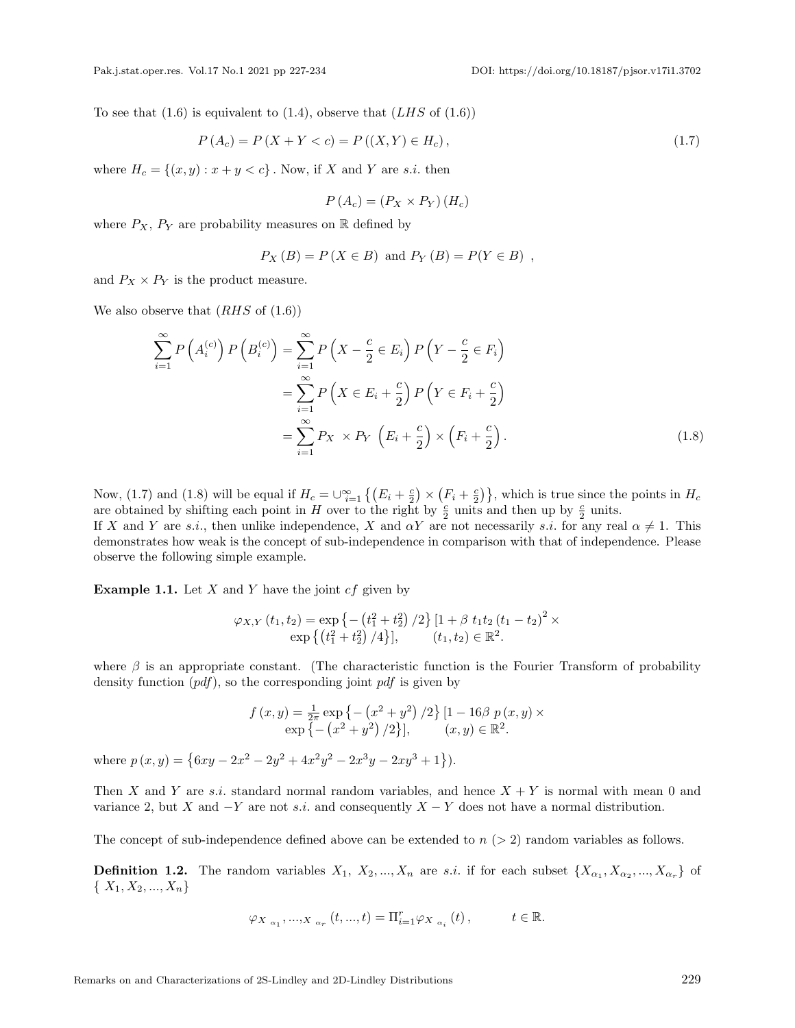To see that (1.6) is equivalent to (1.4), observe that ($LHS$ of (1.6))

$$P\left(A_c\right) = P\left(X+Y<c\right) = P\left(\left(X,Y\right)\in H_c\right), \tag{1.7}$$

where $H_c = \{(x,y) : x+y<c\}$. Now, if $X$ and $Y$ are $s.i.$ then

$$P\left(A_c\right) = \left(P_X \times P_Y\right)\left(H_c\right)$$

where $P_X$, $P_Y$ are probability measures on $\mathbb{R}$ defined by

$$P_X\left(B\right) = P\left(X\in B\right) \text{ and } P_Y\left(B\right) = P(Y\in B) \ ,$$

and $P_X \times P_Y$ is the product measure.

We also observe that ($RHS$ of (1.6))

$$\begin{aligned}
\sum_{i=1}^{\infty} P\left(A_i^{(c)}\right)P\left(B_i^{(c)}\right) &= \sum_{i=1}^{\infty} P\left(X-\frac{c}{2}\in E_i\right)P\left(Y-\frac{c}{2}\in F_i\right) \\
&= \sum_{i=1}^{\infty} P\left(X\in E_i+\frac{c}{2}\right)P\left(Y\in F_i+\frac{c}{2}\right) \\
&= \sum_{i=1}^{\infty} P_X \ \times P_Y \ \left(E_i+\frac{c}{2}\right)\times\left(F_i+\frac{c}{2}\right).
\end{aligned} \tag{1.8}$$

Now, (1.7) and (1.8) will be equal if $H_c = \cup_{i=1}^{\infty}\left\{\left(E_i+\frac{c}{2}\right)\times\left(F_i+\frac{c}{2}\right)\right\}$, which is true since the points in $H_c$ are obtained by shifting each point in $H$ over to the right by $\frac{c}{2}$ units and then up by $\frac{c}{2}$ units.

If $X$ and $Y$ are $s.i.$, then unlike independence, $X$ and $\alpha Y$ are not necessarily $s.i.$ for any real $\alpha \neq 1$. This demonstrates how weak is the concept of sub-independence in comparison with that of independence. Please observe the following simple example.

**Example 1.1.** Let $X$ and $Y$ have the joint $cf$ given by

$$\varphi_{X,Y}\left(t_1,t_2\right) = \exp\left\{-\left(t_1^2+t_2^2\right)/2\right\}\left[1+\beta\ t_1t_2\left(t_1-t_2\right)^2\times \exp\left\{\left(t_1^2+t_2^2\right)/4\right\}\right], \qquad \left(t_1,t_2\right)\in\mathbb{R}^2.$$

where $\beta$ is an appropriate constant. (The characteristic function is the Fourier Transform of probability density function ($pdf$), so the corresponding joint $pdf$ is given by

$$f\left(x,y\right) = \frac{1}{2\pi}\exp\left\{-\left(x^2+y^2\right)/2\right\}\left[1-16\beta\ p\left(x,y\right)\times \exp\left\{-\left(x^2+y^2\right)/2\right\}\right], \qquad \left(x,y\right)\in\mathbb{R}^2.$$

where $p\left(x,y\right) = \left\{6xy-2x^2-2y^2+4x^2y^2-2x^3y-2xy^3+1\right\}$).

Then $X$ and $Y$ are $s.i.$ standard normal random variables, and hence $X+Y$ is normal with mean 0 and variance 2, but $X$ and $-Y$ are not $s.i.$ and consequently $X-Y$ does not have a normal distribution.

The concept of sub-independence defined above can be extended to $n$ ($>2$) random variables as follows.

**Definition 1.2.** The random variables $X_1,\ X_2,...,X_n$ are $s.i.$ if for each subset $\{X_{\alpha_1},X_{\alpha_2},...,X_{\alpha_r}\}$ of $\{\ X_1,X_2,...,X_n\}$

$$\varphi_{X_{\alpha_1},...,X_{\alpha_r}}\left(t,...,t\right) = \Pi_{i=1}^{r}\varphi_{X_{\alpha_i}}\left(t\right), \qquad t\in\mathbb{R}.$$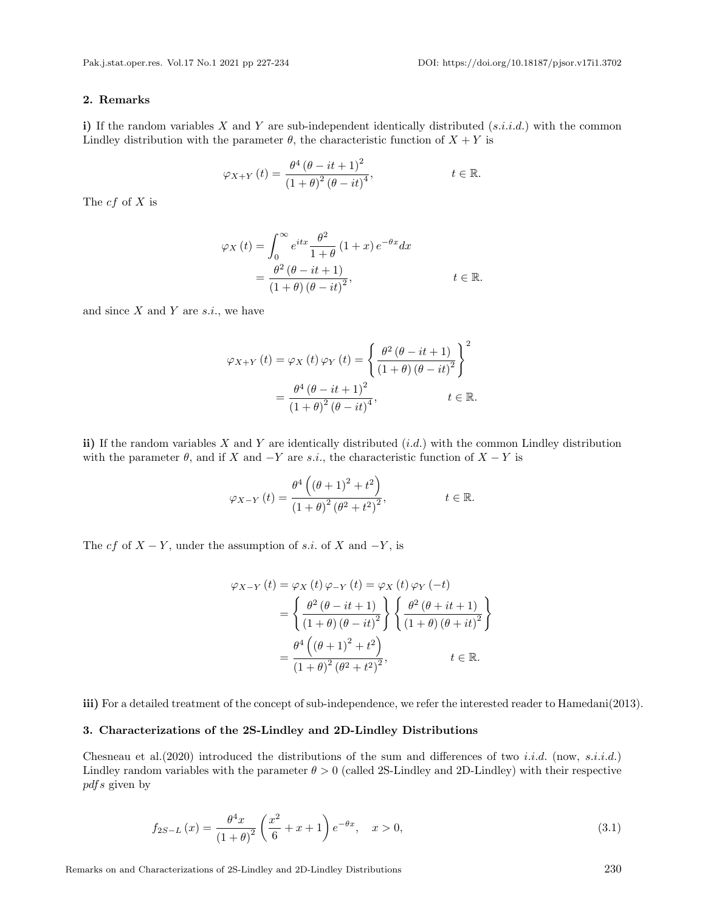## 2. Remarks

**i)** If the random variables $X$ and $Y$ are sub-independent identically distributed ($s.i.i.d.$) with the common Lindley distribution with the parameter $\theta$, the characteristic function of $X+Y$ is

$$\varphi_{X+Y}(t) = \frac{\theta^4 (\theta - it + 1)^2}{(1+\theta)^2 (\theta - it)^4}, \qquad t \in \mathbb{R}.$$

The $cf$ of $X$ is

$$\begin{aligned} \varphi_X(t) &= \int_0^\infty e^{itx} \frac{\theta^2}{1+\theta} (1+x) e^{-\theta x} dx \\ &= \frac{\theta^2 (\theta - it + 1)}{(1+\theta)(\theta - it)^2}, \qquad t \in \mathbb{R}. \end{aligned}$$

and since $X$ and $Y$ are $s.i.$, we have

$$\begin{aligned} \varphi_{X+Y}(t) = \varphi_X(t)\varphi_Y(t) &= \left\{ \frac{\theta^2 (\theta - it + 1)}{(1+\theta)(\theta - it)^2} \right\}^2 \\ &= \frac{\theta^4 (\theta - it + 1)^2}{(1+\theta)^2 (\theta - it)^4}, \qquad t \in \mathbb{R}. \end{aligned}$$

**ii)** If the random variables $X$ and $Y$ are identically distributed ($i.d.$) with the common Lindley distribution with the parameter $\theta$, and if $X$ and $-Y$ are $s.i.$, the characteristic function of $X-Y$ is

$$\varphi_{X-Y}(t) = \frac{\theta^4 \left( (\theta+1)^2 + t^2 \right)}{(1+\theta)^2 (\theta^2 + t^2)^2}, \qquad t \in \mathbb{R}.$$

The $cf$ of $X-Y$, under the assumption of $s.i.$ of $X$ and $-Y$, is

$$\begin{aligned} \varphi_{X-Y}(t) &= \varphi_X(t)\varphi_{-Y}(t) = \varphi_X(t)\varphi_Y(-t) \\ &= \left\{ \frac{\theta^2 (\theta - it + 1)}{(1+\theta)(\theta - it)^2} \right\} \left\{ \frac{\theta^2 (\theta + it + 1)}{(1+\theta)(\theta + it)^2} \right\} \\ &= \frac{\theta^4 \left( (\theta+1)^2 + t^2 \right)}{(1+\theta)^2 (\theta^2 + t^2)^2}, \qquad t \in \mathbb{R}. \end{aligned}$$

**iii)** For a detailed treatment of the concept of sub-independence, we refer the interested reader to Hamedani(2013).

## 3. Characterizations of the 2S-Lindley and 2D-Lindley Distributions

Chesneau et al.(2020) introduced the distributions of the sum and differences of two $i.i.d.$ (now, $s.i.i.d.$) Lindley random variables with the parameter $\theta > 0$ (called 2S-Lindley and 2D-Lindley) with their respective $pdfs$ given by

$$f_{2S-L}(x) = \frac{\theta^4 x}{(1+\theta)^2} \left( \frac{x^2}{6} + x + 1 \right) e^{-\theta x}, \quad x > 0, \tag{3.1}$$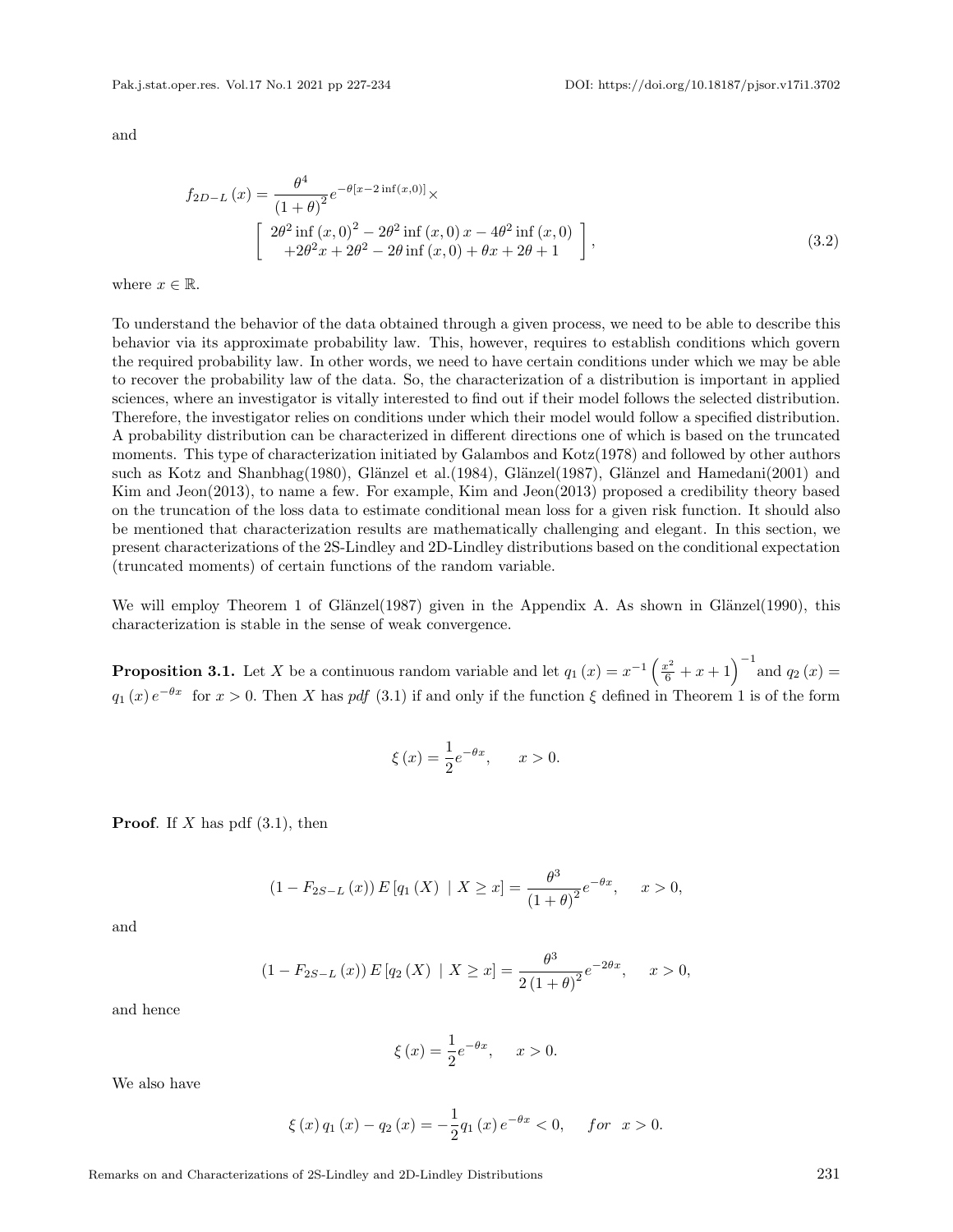and

$$
f_{2D-L}(x) = \frac{\theta^4}{(1+\theta)^2} e^{-\theta[x-2\inf(x,0)]} \times \left[ \begin{array}{c} 2\theta^2 \inf(x,0)^2 - 2\theta^2 \inf(x,0)\, x - 4\theta^2 \inf(x,0) \\ +2\theta^2 x + 2\theta^2 - 2\theta \inf(x,0) + \theta x + 2\theta + 1 \end{array} \right], \tag{3.2}
$$

where $x \in \mathbb{R}$.

To understand the behavior of the data obtained through a given process, we need to be able to describe this behavior via its approximate probability law. This, however, requires to establish conditions which govern the required probability law. In other words, we need to have certain conditions under which we may be able to recover the probability law of the data. So, the characterization of a distribution is important in applied sciences, where an investigator is vitally interested to find out if their model follows the selected distribution. Therefore, the investigator relies on conditions under which their model would follow a specified distribution. A probability distribution can be characterized in different directions one of which is based on the truncated moments. This type of characterization initiated by Galambos and Kotz(1978) and followed by other authors such as Kotz and Shanbhag(1980), Glänzel et al.(1984), Glänzel(1987), Glänzel and Hamedani(2001) and Kim and Jeon(2013), to name a few. For example, Kim and Jeon(2013) proposed a credibility theory based on the truncation of the loss data to estimate conditional mean loss for a given risk function. It should also be mentioned that characterization results are mathematically challenging and elegant. In this section, we present characterizations of the 2S-Lindley and 2D-Lindley distributions based on the conditional expectation (truncated moments) of certain functions of the random variable.

We will employ Theorem 1 of Glänzel(1987) given in the Appendix A. As shown in Glänzel(1990), this characterization is stable in the sense of weak convergence.

**Proposition 3.1.** Let $X$ be a continuous random variable and let $q_1(x) = x^{-1}\left(\frac{x^2}{6} + x + 1\right)^{-1}$ and $q_2(x) = q_1(x)\, e^{-\theta x}$ for $x > 0$. Then $X$ has *pdf* (3.1) if and only if the function $\xi$ defined in Theorem 1 is of the form

$$
\xi(x) = \frac{1}{2} e^{-\theta x}, \qquad x > 0.
$$

**Proof**. If $X$ has pdf (3.1), then

$$
(1 - F_{2S-L}(x))\, E\left[q_1(X) \mid X \geq x\right] = \frac{\theta^3}{(1+\theta)^2} e^{-\theta x}, \qquad x > 0,
$$

and

$$
(1 - F_{2S-L}(x))\, E\left[q_2(X) \mid X \geq x\right] = \frac{\theta^3}{2(1+\theta)^2} e^{-2\theta x}, \qquad x > 0,
$$

and hence

$$
\xi(x) = \frac{1}{2} e^{-\theta x}, \qquad x > 0.
$$

We also have

$$
\xi(x)\, q_1(x) - q_2(x) = -\frac{1}{2} q_1(x)\, e^{-\theta x} < 0, \qquad for \;\; x > 0.
$$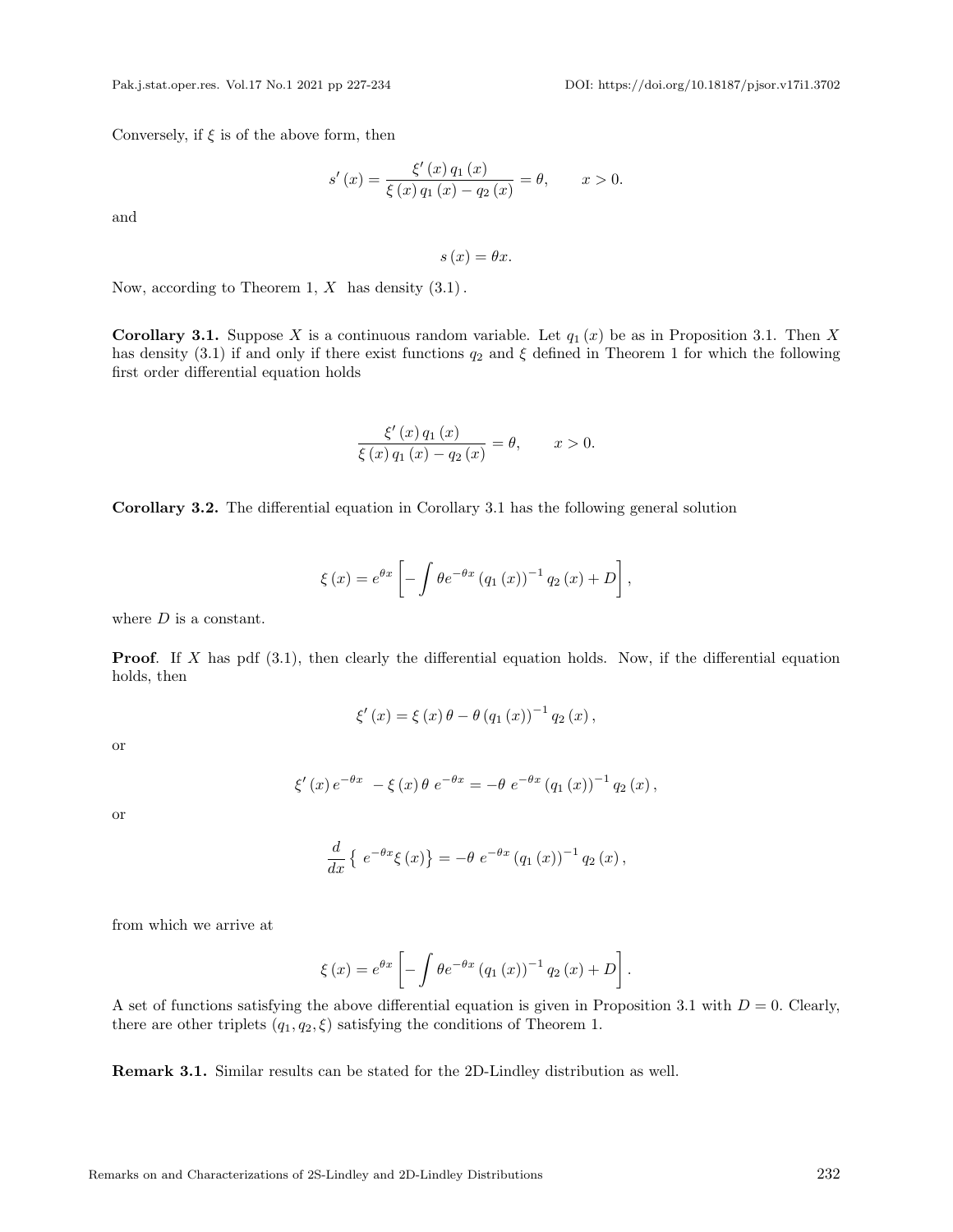Conversely, if $\xi$ is of the above form, then

$$s'(x) = \frac{\xi'(x) q_1(x)}{\xi(x) q_1(x) - q_2(x)} = \theta, \qquad x > 0.$$

and

$$s(x) = \theta x.$$

Now, according to Theorem 1, $X$ has density $(3.1)$.

**Corollary 3.1.** Suppose $X$ is a continuous random variable. Let $q_1(x)$ be as in Proposition 3.1. Then $X$ has density (3.1) if and only if there exist functions $q_2$ and $\xi$ defined in Theorem 1 for which the following first order differential equation holds

$$\frac{\xi'(x) q_1(x)}{\xi(x) q_1(x) - q_2(x)} = \theta, \qquad x > 0.$$

**Corollary 3.2.** The differential equation in Corollary 3.1 has the following general solution

$$\xi(x) = e^{\theta x} \left[ -\int \theta e^{-\theta x} (q_1(x))^{-1} q_2(x) + D \right],$$

where $D$ is a constant.

**Proof**. If $X$ has pdf (3.1), then clearly the differential equation holds. Now, if the differential equation holds, then

$$\xi'(x) = \xi(x) \theta - \theta (q_1(x))^{-1} q_2(x),$$

or

$$\xi'(x) e^{-\theta x} - \xi(x) \theta \, e^{-\theta x} = -\theta \, e^{-\theta x} (q_1(x))^{-1} q_2(x),$$

or

$$\frac{d}{dx} \left\{ e^{-\theta x} \xi(x) \right\} = -\theta \, e^{-\theta x} (q_1(x))^{-1} q_2(x),$$

from which we arrive at

$$\xi(x) = e^{\theta x} \left[ -\int \theta e^{-\theta x} (q_1(x))^{-1} q_2(x) + D \right].$$

A set of functions satisfying the above differential equation is given in Proposition 3.1 with $D = 0$. Clearly, there are other triplets $(q_1, q_2, \xi)$ satisfying the conditions of Theorem 1.

**Remark 3.1.** Similar results can be stated for the 2D-Lindley distribution as well.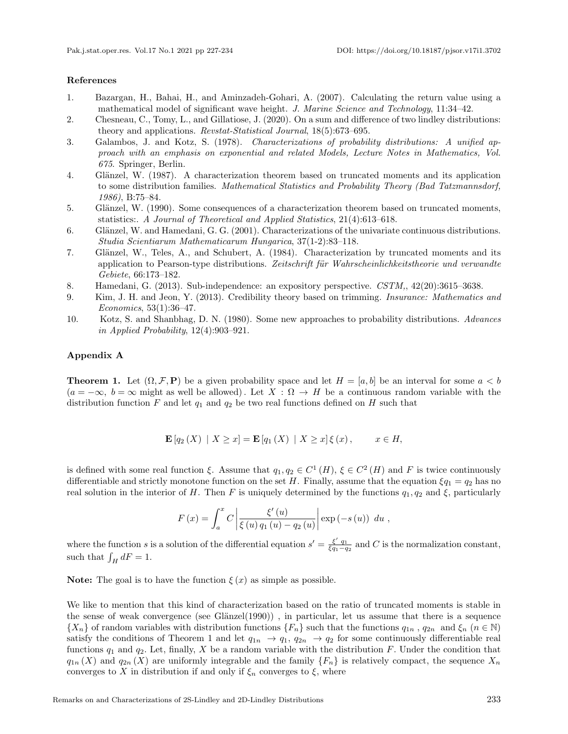**References**

1. Bazargan, H., Bahai, H., and Aminzadeh-Gohari, A. (2007). Calculating the return value using a mathematical model of significant wave height. *J. Marine Science and Technology*, 11:34–42.
2. Chesneau, C., Tomy, L., and Gillatiose, J. (2020). On a sum and difference of two lindley distributions: theory and applications. *Revstat-Statistical Journal*, 18(5):673–695.
3. Galambos, J. and Kotz, S. (1978). *Characterizations of probability distributions: A unified approach with an emphasis on exponential and related Models, Lecture Notes in Mathematics, Vol. 675*. Springer, Berlin.
4. Glänzel, W. (1987). A characterization theorem based on truncated moments and its application to some distribution families. *Mathematical Statistics and Probability Theory (Bad Tatzmannsdorf, 1986)*, B:75–84.
5. Glänzel, W. (1990). Some consequences of a characterization theorem based on truncated moments, statistics:. *A Journal of Theoretical and Applied Statistics*, 21(4):613–618.
6. Glänzel, W. and Hamedani, G. G. (2001). Characterizations of the univariate continuous distributions. *Studia Scientiarum Mathematicarum Hungarica*, 37(1-2):83–118.
7. Glänzel, W., Teles, A., and Schubert, A. (1984). Characterization by truncated moments and its application to Pearson-type distributions. *Zeitschrift für Wahrscheinlichkeitstheorie und verwandte Gebiete*, 66:173–182.
8. Hamedani, G. (2013). Sub-independence: an expository perspective. *CSTM,*, 42(20):3615–3638.
9. Kim, J. H. and Jeon, Y. (2013). Credibility theory based on trimming. *Insurance: Mathematics and Economics*, 53(1):36–47.
10. Kotz, S. and Shanbhag, D. N. (1980). Some new approaches to probability distributions. *Advances in Applied Probability*, 12(4):903–921.

## Appendix A

**Theorem 1.** Let $(\Omega, \mathcal{F}, \mathbf{P})$ be a given probability space and let $H = [a, b]$ be an interval for some $a < b$ ($a = -\infty$, $b = \infty$ might as well be allowed). Let $X : \Omega \to H$ be a continuous random variable with the distribution function $F$ and let $q_1$ and $q_2$ be two real functions defined on $H$ such that

$$\mathbf{E}\left[q_2(X) \mid X \geq x\right] = \mathbf{E}\left[q_1(X) \mid X \geq x\right] \xi(x), \qquad x \in H,$$

is defined with some real function $\xi$. Assume that $q_1, q_2 \in C^1(H)$, $\xi \in C^2(H)$ and $F$ is twice continuously differentiable and strictly monotone function on the set $H$. Finally, assume that the equation $\xi q_1 = q_2$ has no real solution in the interior of $H$. Then $F$ is uniquely determined by the functions $q_1, q_2$ and $\xi$, particularly

$$F(x) = \int_a^x C \left| \frac{\xi'(u)}{\xi(u) q_1(u) - q_2(u)} \right| \exp(-s(u)) \; du \ ,$$

where the function $s$ is a solution of the differential equation $s' = \frac{\xi' \, q_1}{\xi q_1 - q_2}$ and $C$ is the normalization constant, such that $\int_H dF = 1$.

**Note:** The goal is to have the function $\xi(x)$ as simple as possible.

We like to mention that this kind of characterization based on the ratio of truncated moments is stable in the sense of weak convergence (see Glänzel(1990)) , in particular, let us assume that there is a sequence $\{X_n\}$ of random variables with distribution functions $\{F_n\}$ such that the functions $q_{1n}$ , $q_{2n}$ and $\xi_n$ ($n \in \mathbb{N}$) satisfy the conditions of Theorem 1 and let $q_{1n} \to q_1$, $q_{2n} \to q_2$ for some continuously differentiable real functions $q_1$ and $q_2$. Let, finally, $X$ be a random variable with the distribution $F$. Under the condition that $q_{1n}(X)$ and $q_{2n}(X)$ are uniformly integrable and the family $\{F_n\}$ is relatively compact, the sequence $X_n$ converges to $X$ in distribution if and only if $\xi_n$ converges to $\xi$, where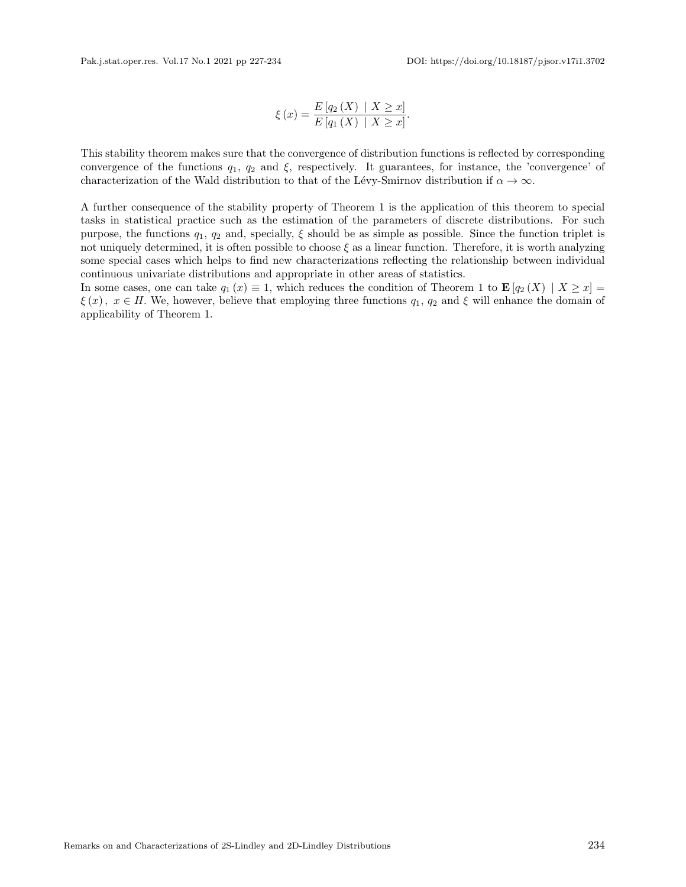$$\xi(x) = \frac{E\left[q_2(X) \mid X \geq x\right]}{E\left[q_1(X) \mid X \geq x\right]}.$$

This stability theorem makes sure that the convergence of distribution functions is reflected by corresponding convergence of the functions $q_1$, $q_2$ and $\xi$, respectively. It guarantees, for instance, the 'convergence' of characterization of the Wald distribution to that of the Lévy-Smirnov distribution if $\alpha \to \infty$.

A further consequence of the stability property of Theorem 1 is the application of this theorem to special tasks in statistical practice such as the estimation of the parameters of discrete distributions. For such purpose, the functions $q_1$, $q_2$ and, specially, $\xi$ should be as simple as possible. Since the function triplet is not uniquely determined, it is often possible to choose $\xi$ as a linear function. Therefore, it is worth analyzing some special cases which helps to find new characterizations reflecting the relationship between individual continuous univariate distributions and appropriate in other areas of statistics.

In some cases, one can take $q_1(x) \equiv 1$, which reduces the condition of Theorem 1 to $\mathbf{E}\left[q_2(X) \mid X \geq x\right] = \xi(x)$, $x \in H$. We, however, believe that employing three functions $q_1$, $q_2$ and $\xi$ will enhance the domain of applicability of Theorem 1.